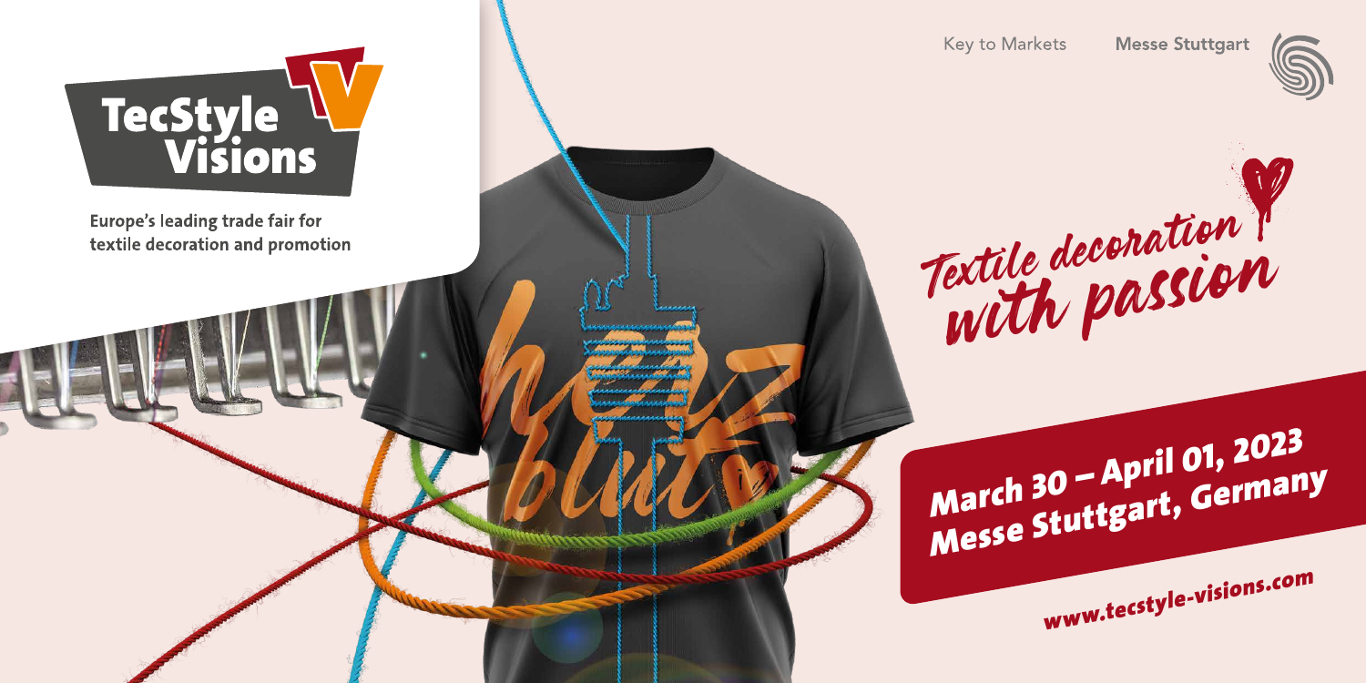# TecStyle Visions

Europe's leading trade fair for textile decoration and promotion

Key to Markets Messe Stuttgart

*Textile decoration with passion*

**March 30 – April 01, 2023**
**Messe Stuttgart, Germany**

www.tecstyle-visions.com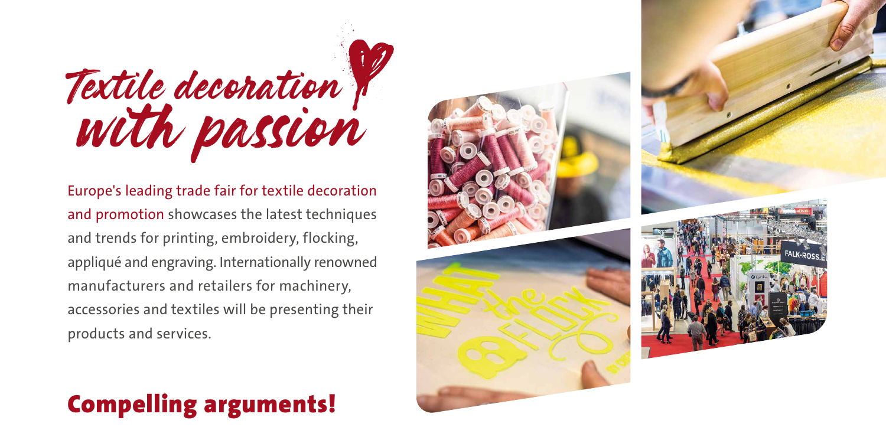# Textile decoration with passion

Europe's leading trade fair for textile decoration and promotion showcases the latest techniques and trends for printing, embroidery, flocking, appliqué and engraving. Internationally renowned manufacturers and retailers for machinery, accessories and textiles will be presenting their products and services.

## Compelling arguments!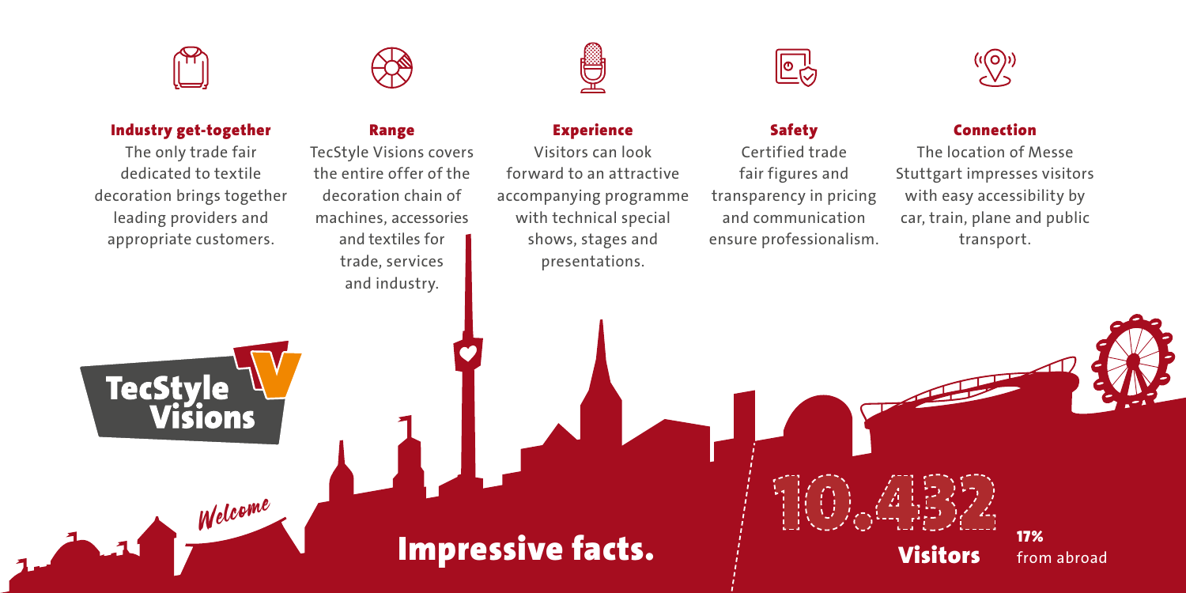### Industry get-together

The only trade fair dedicated to textile decoration brings together leading providers and appropriate customers.

### Range

TecStyle Visions covers the entire offer of the decoration chain of machines, accessories and textiles for trade, services and industry.

### Experience

Visitors can look forward to an attractive accompanying programme with technical special shows, stages and presentations.

### Safety

Certified trade fair figures and transparency in pricing and communication ensure professionalism.

### Connection

The location of Messe Stuttgart impresses visitors with easy accessibility by car, train, plane and public transport.

TecStyle Visions

*Welcome*

## Impressive facts.

**10.432**

**Visitors**

**17%** from abroad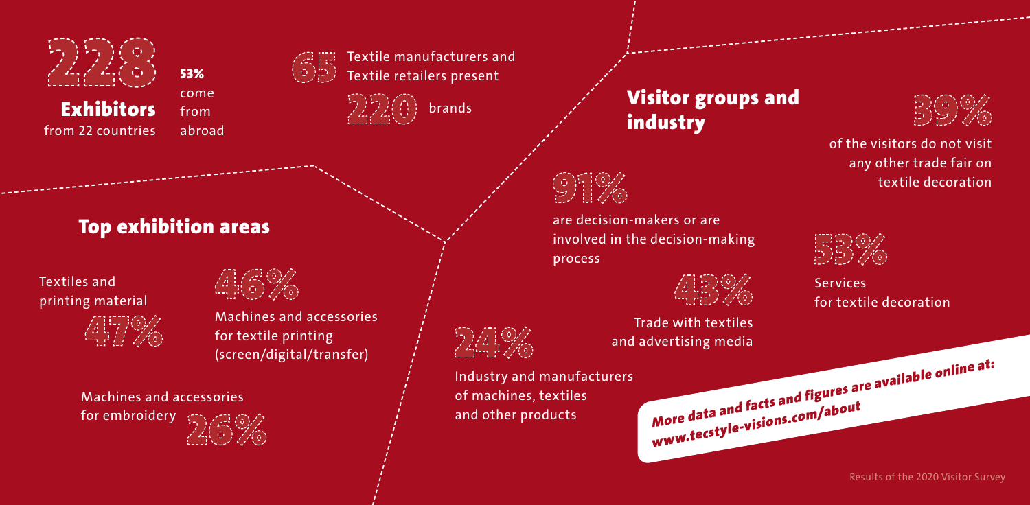**228 Exhibitors** from 22 countries

**53%** come from abroad

65 Textile manufacturers and Textile retailers present

220 brands

## Top exhibition areas

Textiles and printing material 47%

46% Machines and accessories for textile printing (screen/digital/transfer)

Machines and accessories for embroidery 26%

## Visitor groups and industry

39% of the visitors do not visit any other trade fair on textile decoration

91% are decision-makers or are involved in the decision-making process

53% Services for textile decoration

43% Trade with textiles and advertising media

24% Industry and manufacturers of machines, textiles and other products

***More data and facts and figures are available online at: www.tecstyle-visions.com/about***

Results of the 2020 Visitor Survey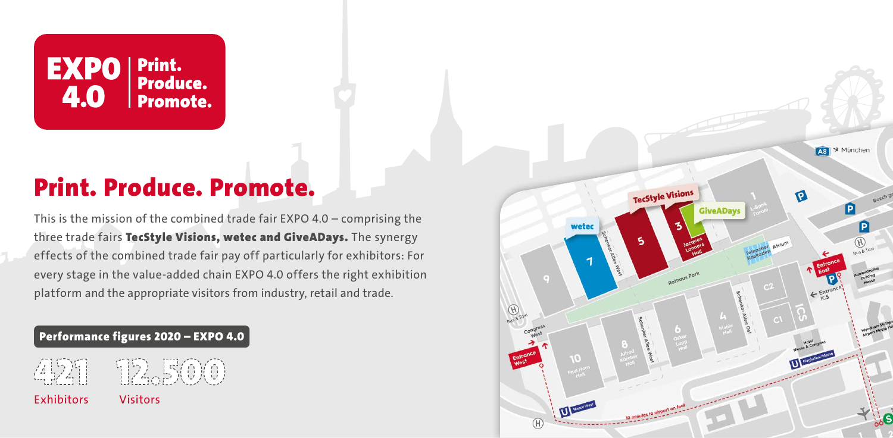EXPO 4.0 | Print. Produce. Promote.

# Print. Produce. Promote.

This is the mission of the combined trade fair EXPO 4.0 – comprising the three trade fairs **TecStyle Visions, wetec and GiveADays.** The synergy effects of the combined trade fair pay off particularly for exhibitors: For every stage in the value-added chain EXPO 4.0 offers the right exhibition platform and the appropriate visitors from industry, retail and trade.

## Performance figures 2020 – EXPO 4.0

| 421 | 12.500 |
| --- | --- |
| Exhibitors | Visitors |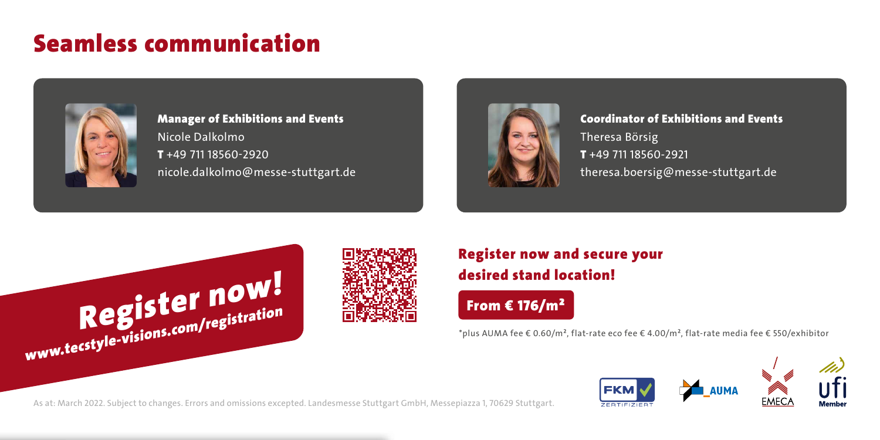# Seamless communication

**Manager of Exhibitions and Events**
Nicole Dalkolmo
**T** +49 711 18560-2920
nicole.dalkolmo@messe-stuttgart.de

**Coordinator of Exhibitions and Events**
Theresa Börsig
**T** +49 711 18560-2921
theresa.boersig@messe-stuttgart.de

**Register now!**
www.tecstyle-visions.com/registration

## Register now and secure your desired stand location!

**From € 176/m²**

*plus AUMA fee € 0.60/m², flat-rate eco fee € 4.00/m², flat-rate media fee € 550/exhibitor

As at: March 2022. Subject to changes. Errors and omissions excepted. Landesmesse Stuttgart GmbH, Messepiazza 1, 70629 Stuttgart.

FKM ZERTIFIZIERT
AUMA
EMECA
ufi Member